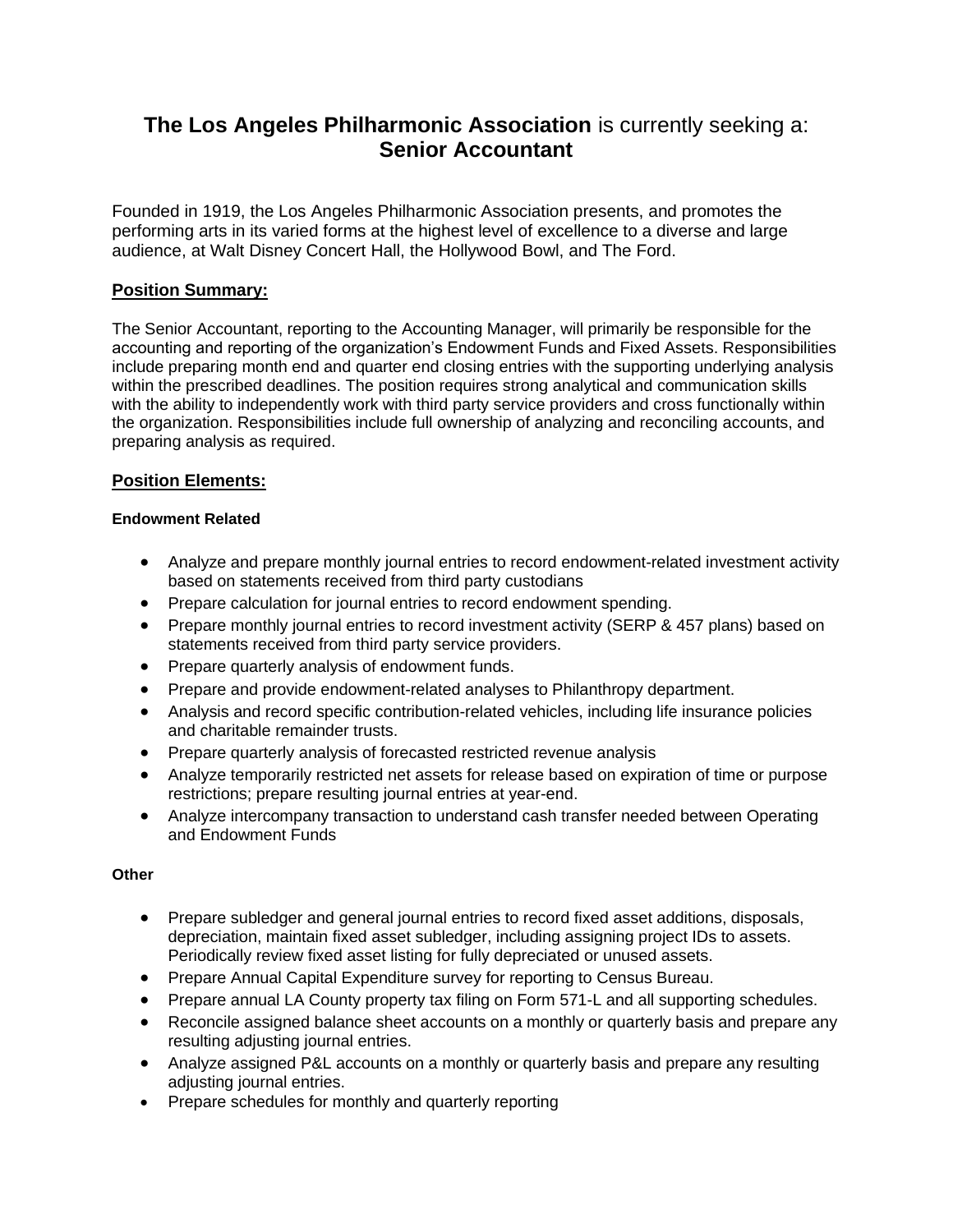# **The Los Angeles Philharmonic Association** is currently seeking a: **Senior Accountant**

Founded in 1919, the Los Angeles Philharmonic Association presents, and promotes the performing arts in its varied forms at the highest level of excellence to a diverse and large audience, at Walt Disney Concert Hall, the Hollywood Bowl, and The Ford.

## Position Summary:

The Senior Accountant, reporting to the Accounting Manager, will primarily be responsible for the accounting and reporting of the organization's Endowment Funds and Fixed Assets. Responsibilities include preparing month end and quarter end closing entries with the supporting underlying analysis within the prescribed deadlines. The position requires strong analytical and communication skills with the ability to independently work with third party service providers and cross functionally within the organization. Responsibilities include full ownership of analyzing and reconciling accounts, and preparing analysis as required.

## Position Elements:

### Endowment Related

- Analyze and prepare monthly journal entries to record endowment-related investment activity based on statements received from third party custodians
- Prepare calculation for journal entries to record endowment spending.
- Prepare monthly journal entries to record investment activity (SERP & 457 plans) based on statements received from third party service providers.
- Prepare quarterly analysis of endowment funds.
- Prepare and provide endowment-related analyses to Philanthropy department.
- Analysis and record specific contribution-related vehicles, including life insurance policies and charitable remainder trusts.
- Prepare quarterly analysis of forecasted restricted revenue analysis
- Analyze temporarily restricted net assets for release based on expiration of time or purpose restrictions; prepare resulting journal entries at year-end.
- Analyze intercompany transaction to understand cash transfer needed between Operating and Endowment Funds

### Other

- Prepare subledger and general journal entries to record fixed asset additions, disposals, depreciation, maintain fixed asset subledger, including assigning project IDs to assets. Periodically review fixed asset listing for fully depreciated or unused assets.
- Prepare Annual Capital Expenditure survey for reporting to Census Bureau.
- Prepare annual LA County property tax filing on Form 571-L and all supporting schedules.
- Reconcile assigned balance sheet accounts on a monthly or quarterly basis and prepare any resulting adjusting journal entries.
- Analyze assigned P&L accounts on a monthly or quarterly basis and prepare any resulting adjusting journal entries.
- Prepare schedules for monthly and quarterly reporting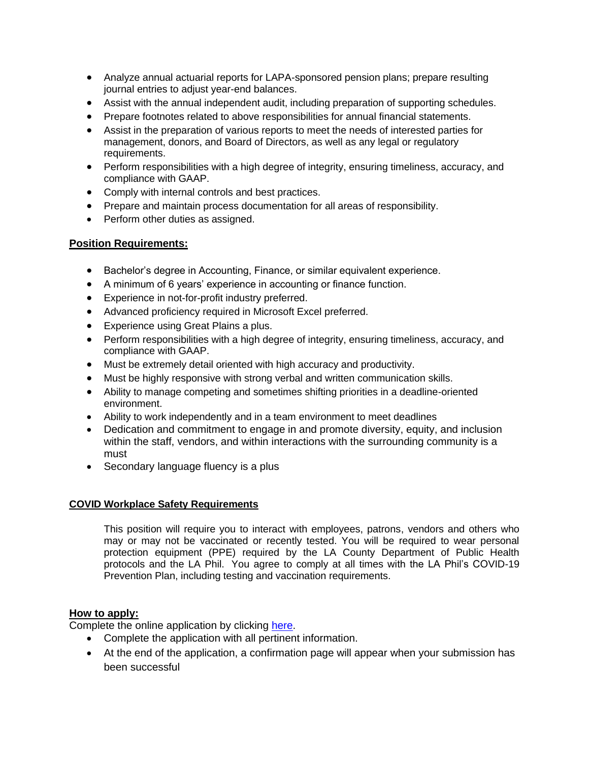- Analyze annual actuarial reports for LAPA-sponsored pension plans; prepare resulting journal entries to adjust year-end balances.
- Assist with the annual independent audit, including preparation of supporting schedules.
- Prepare footnotes related to above responsibilities for annual financial statements.
- Assist in the preparation of various reports to meet the needs of interested parties for management, donors, and Board of Directors, as well as any legal or regulatory requirements.
- Perform responsibilities with a high degree of integrity, ensuring timeliness, accuracy, and compliance with GAAP.
- Comply with internal controls and best practices.
- Prepare and maintain process documentation for all areas of responsibility.
- Perform other duties as assigned.

**Position Requirements:**

- Bachelor's degree in Accounting, Finance, or similar equivalent experience.
- A minimum of 6 years' experience in accounting or finance function.
- Experience in not-for-profit industry preferred.
- Advanced proficiency required in Microsoft Excel preferred.
- Experience using Great Plains a plus.
- Perform responsibilities with a high degree of integrity, ensuring timeliness, accuracy, and compliance with GAAP.
- Must be extremely detail oriented with high accuracy and productivity.
- Must be highly responsive with strong verbal and written communication skills.
- Ability to manage competing and sometimes shifting priorities in a deadline-oriented environment.
- Ability to work independently and in a team environment to meet deadlines
- Dedication and commitment to engage in and promote diversity, equity, and inclusion within the staff, vendors, and within interactions with the surrounding community is a must
- Secondary language fluency is a plus

**COVID Workplace Safety Requirements**

This position will require you to interact with employees, patrons, vendors and others who may or may not be vaccinated or recently tested. You will be required to wear personal protection equipment (PPE) required by the LA County Department of Public Health protocols and the LA Phil. You agree to comply at all times with the LA Phil's COVID-19 Prevention Plan, including testing and vaccination requirements.

**How to apply:**

Complete the online application by clicking here.

- Complete the application with all pertinent information.
- At the end of the application, a confirmation page will appear when your submission has been successful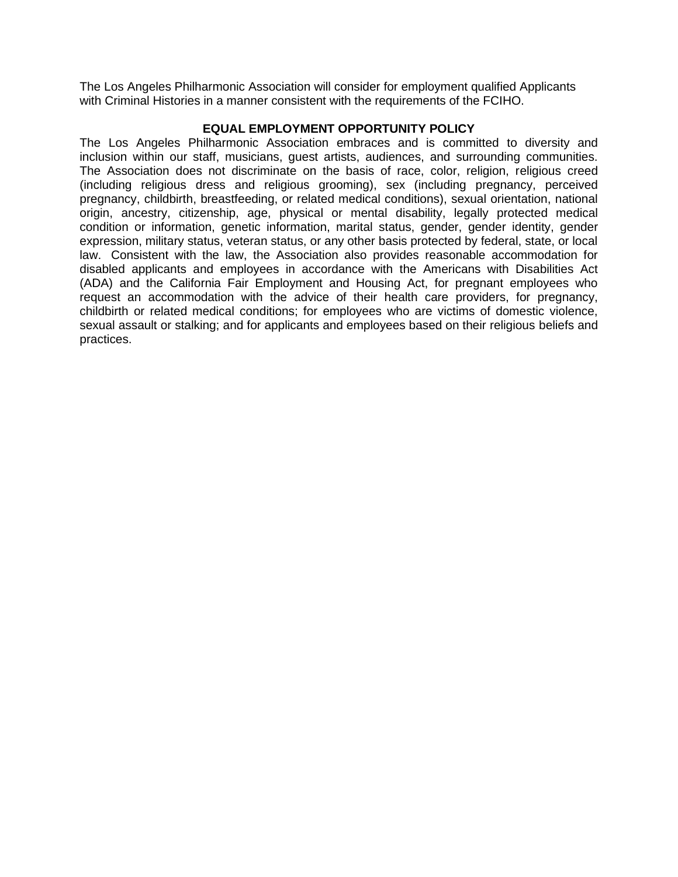The Los Angeles Philharmonic Association will consider for employment qualified Applicants with Criminal Histories in a manner consistent with the requirements of the FCIHO.

**EQUAL EMPLOYMENT OPPORTUNITY POLICY**

The Los Angeles Philharmonic Association embraces and is committed to diversity and inclusion within our staff, musicians, guest artists, audiences, and surrounding communities. The Association does not discriminate on the basis of race, color, religion, religious creed (including religious dress and religious grooming), sex (including pregnancy, perceived pregnancy, childbirth, breastfeeding, or related medical conditions), sexual orientation, national origin, ancestry, citizenship, age, physical or mental disability, legally protected medical condition or information, genetic information, marital status, gender, gender identity, gender expression, military status, veteran status, or any other basis protected by federal, state, or local law. Consistent with the law, the Association also provides reasonable accommodation for disabled applicants and employees in accordance with the Americans with Disabilities Act (ADA) and the California Fair Employment and Housing Act, for pregnant employees who request an accommodation with the advice of their health care providers, for pregnancy, childbirth or related medical conditions; for employees who are victims of domestic violence, sexual assault or stalking; and for applicants and employees based on their religious beliefs and practices.